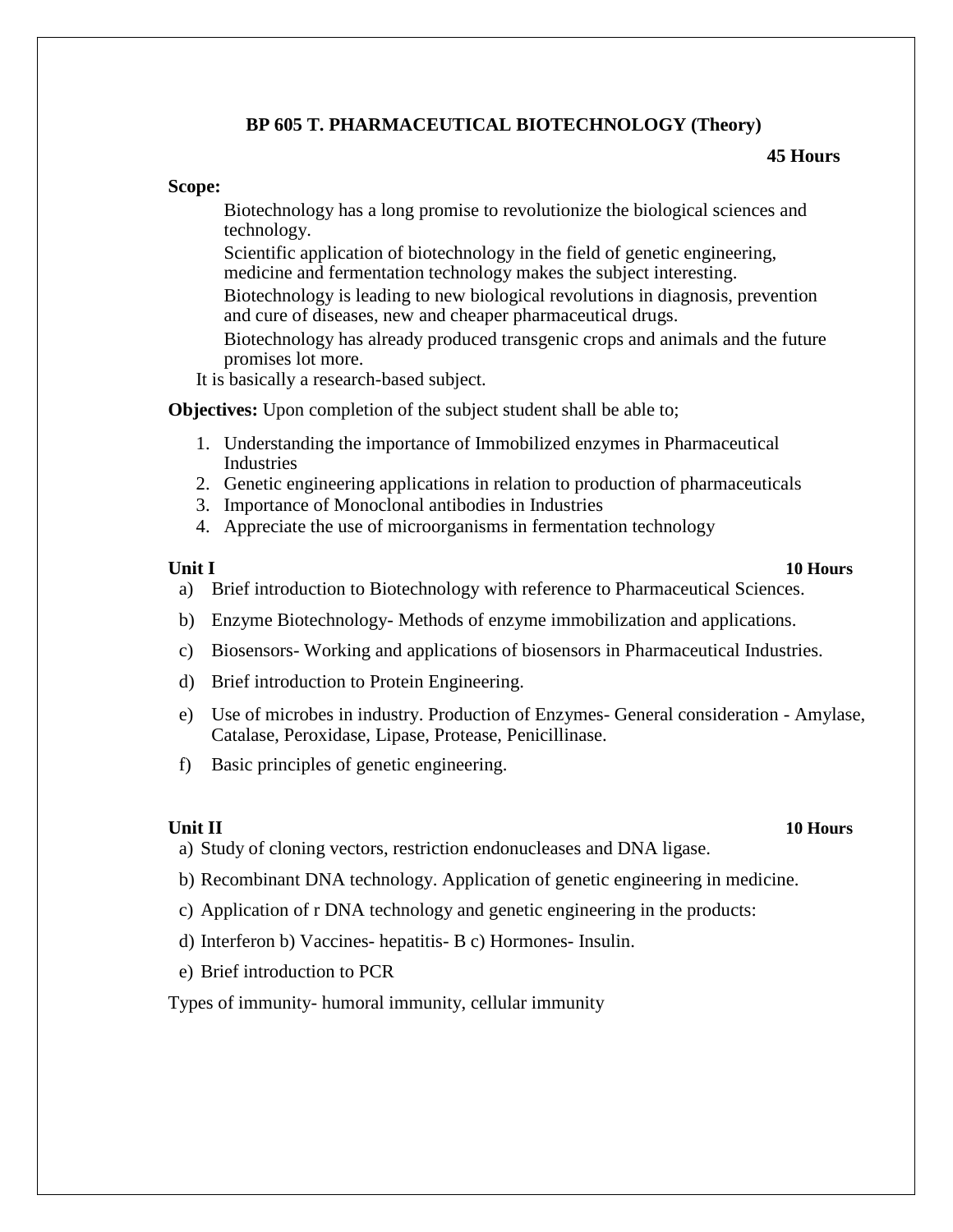# BP 605 T. PHARMACEUTICAL BIOTECHNOLOGY (Theory)

**45 Hours**

**Scope:**

Biotechnology has a long promise to revolutionize the biological sciences and technology.

Scientific application of biotechnology in the field of genetic engineering, medicine and fermentation technology makes the subject interesting.

Biotechnology is leading to new biological revolutions in diagnosis, prevention and cure of diseases, new and cheaper pharmaceutical drugs.

Biotechnology has already produced transgenic crops and animals and the future promises lot more.

It is basically a research-based subject.

**Objectives:** Upon completion of the subject student shall be able to;

1. Understanding the importance of Immobilized enzymes in Pharmaceutical Industries
2. Genetic engineering applications in relation to production of pharmaceuticals
3. Importance of Monoclonal antibodies in Industries
4. Appreciate the use of microorganisms in fermentation technology

**Unit I** **10 Hours**

a) Brief introduction to Biotechnology with reference to Pharmaceutical Sciences.

b) Enzyme Biotechnology- Methods of enzyme immobilization and applications.

c) Biosensors- Working and applications of biosensors in Pharmaceutical Industries.

d) Brief introduction to Protein Engineering.

e) Use of microbes in industry. Production of Enzymes- General consideration - Amylase, Catalase, Peroxidase, Lipase, Protease, Penicillinase.

f) Basic principles of genetic engineering.

**Unit II** **10 Hours**

a) Study of cloning vectors, restriction endonucleases and DNA ligase.

b) Recombinant DNA technology. Application of genetic engineering in medicine.

c) Application of r DNA technology and genetic engineering in the products:

d) Interferon b) Vaccines- hepatitis- B c) Hormones- Insulin.

e) Brief introduction to PCR

Types of immunity- humoral immunity, cellular immunity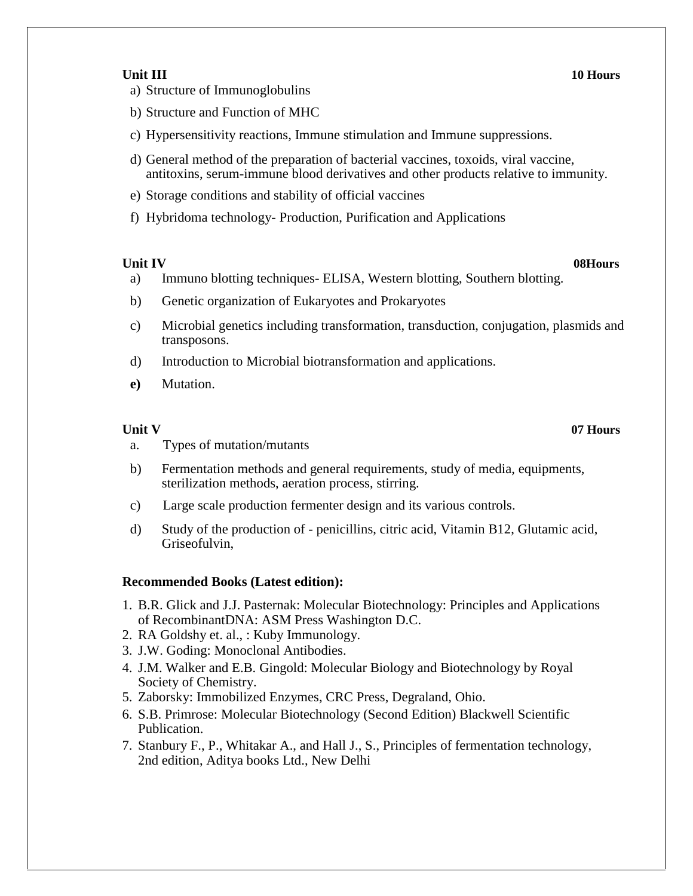**Unit III** **10 Hours**

a) Structure of Immunoglobulins

b) Structure and Function of MHC

c) Hypersensitivity reactions, Immune stimulation and Immune suppressions.

d) General method of the preparation of bacterial vaccines, toxoids, viral vaccine, antitoxins, serum-immune blood derivatives and other products relative to immunity.

e) Storage conditions and stability of official vaccines

f) Hybridoma technology- Production, Purification and Applications

**Unit IV** **08Hours**

a) Immuno blotting techniques- ELISA, Western blotting, Southern blotting.

b) Genetic organization of Eukaryotes and Prokaryotes

c) Microbial genetics including transformation, transduction, conjugation, plasmids and transposons.

d) Introduction to Microbial biotransformation and applications.

**e)** Mutation.

**Unit V** **07 Hours**

a. Types of mutation/mutants

b) Fermentation methods and general requirements, study of media, equipments, sterilization methods, aeration process, stirring.

c) Large scale production fermenter design and its various controls.

d) Study of the production of - penicillins, citric acid, Vitamin B12, Glutamic acid, Griseofulvin,

**Recommended Books (Latest edition):**

1. B.R. Glick and J.J. Pasternak: Molecular Biotechnology: Principles and Applications of RecombinantDNA: ASM Press Washington D.C.
2. RA Goldshy et. al., : Kuby Immunology.
3. J.W. Goding: Monoclonal Antibodies.
4. J.M. Walker and E.B. Gingold: Molecular Biology and Biotechnology by Royal Society of Chemistry.
5. Zaborsky: Immobilized Enzymes, CRC Press, Degraland, Ohio.
6. S.B. Primrose: Molecular Biotechnology (Second Edition) Blackwell Scientific Publication.
7. Stanbury F., P., Whitakar A., and Hall J., S., Principles of fermentation technology, 2nd edition, Aditya books Ltd., New Delhi